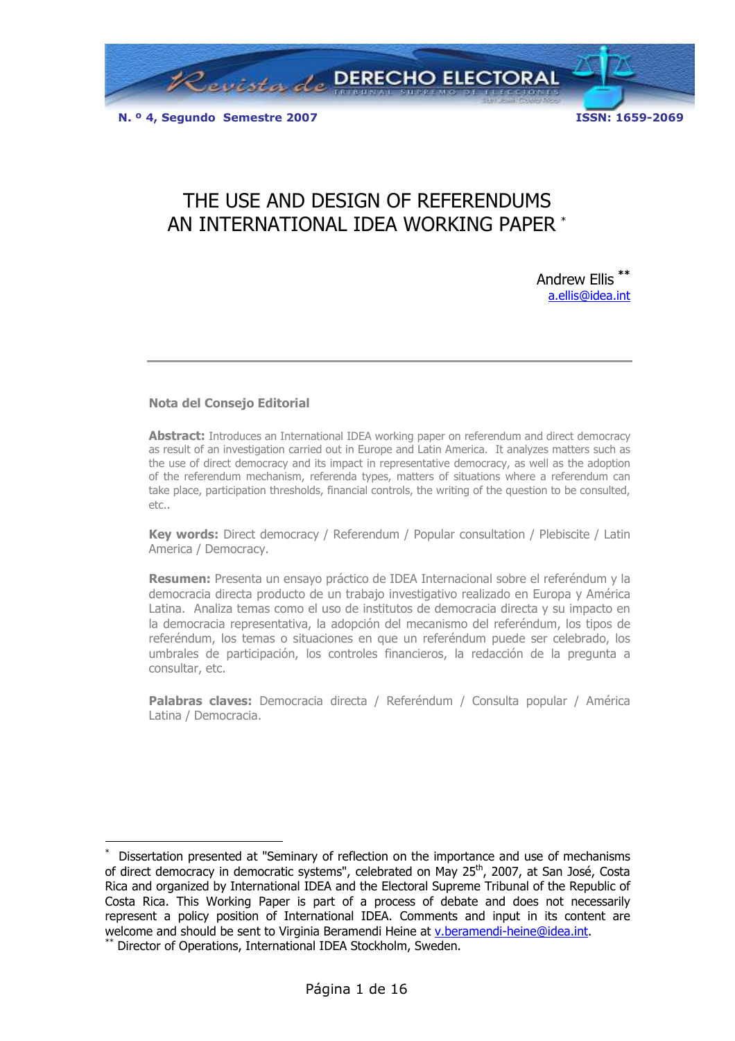# THE USE AND DESIGN OF REFERENDUMS AN INTERNATIONAL IDEA WORKING PAPER *

Andrew Ellis **
a.ellis@idea.int

---

**Nota del Consejo Editorial**

**Abstract:** Introduces an International IDEA working paper on referendum and direct democracy as result of an investigation carried out in Europe and Latin America. It analyzes matters such as the use of direct democracy and its impact in representative democracy, as well as the adoption of the referendum mechanism, referenda types, matters of situations where a referendum can take place, participation thresholds, financial controls, the writing of the question to be consulted, etc..

**Key words:** Direct democracy / Referendum / Popular consultation / Plebiscite / Latin America / Democracy.

**Resumen:** Presenta un ensayo práctico de IDEA Internacional sobre el referéndum y la democracia directa producto de un trabajo investigativo realizado en Europa y América Latina. Analiza temas como el uso de institutos de democracia directa y su impacto en la democracia representativa, la adopción del mecanismo del referéndum, los tipos de referéndum, los temas o situaciones en que un referéndum puede ser celebrado, los umbrales de participación, los controles financieros, la redacción de la pregunta a consultar, etc.

**Palabras claves:** Democracia directa / Referéndum / Consulta popular / América Latina / Democracia.

---

\* Dissertation presented at "Seminary of reflection on the importance and use of mechanisms of direct democracy in democratic systems", celebrated on May 25th, 2007, at San José, Costa Rica and organized by International IDEA and the Electoral Supreme Tribunal of the Republic of Costa Rica. This Working Paper is part of a process of debate and does not necessarily represent a policy position of International IDEA. Comments and input in its content are welcome and should be sent to Virginia Beramendi Heine at v.beramendi-heine@idea.int.

\** Director of Operations, International IDEA Stockholm, Sweden.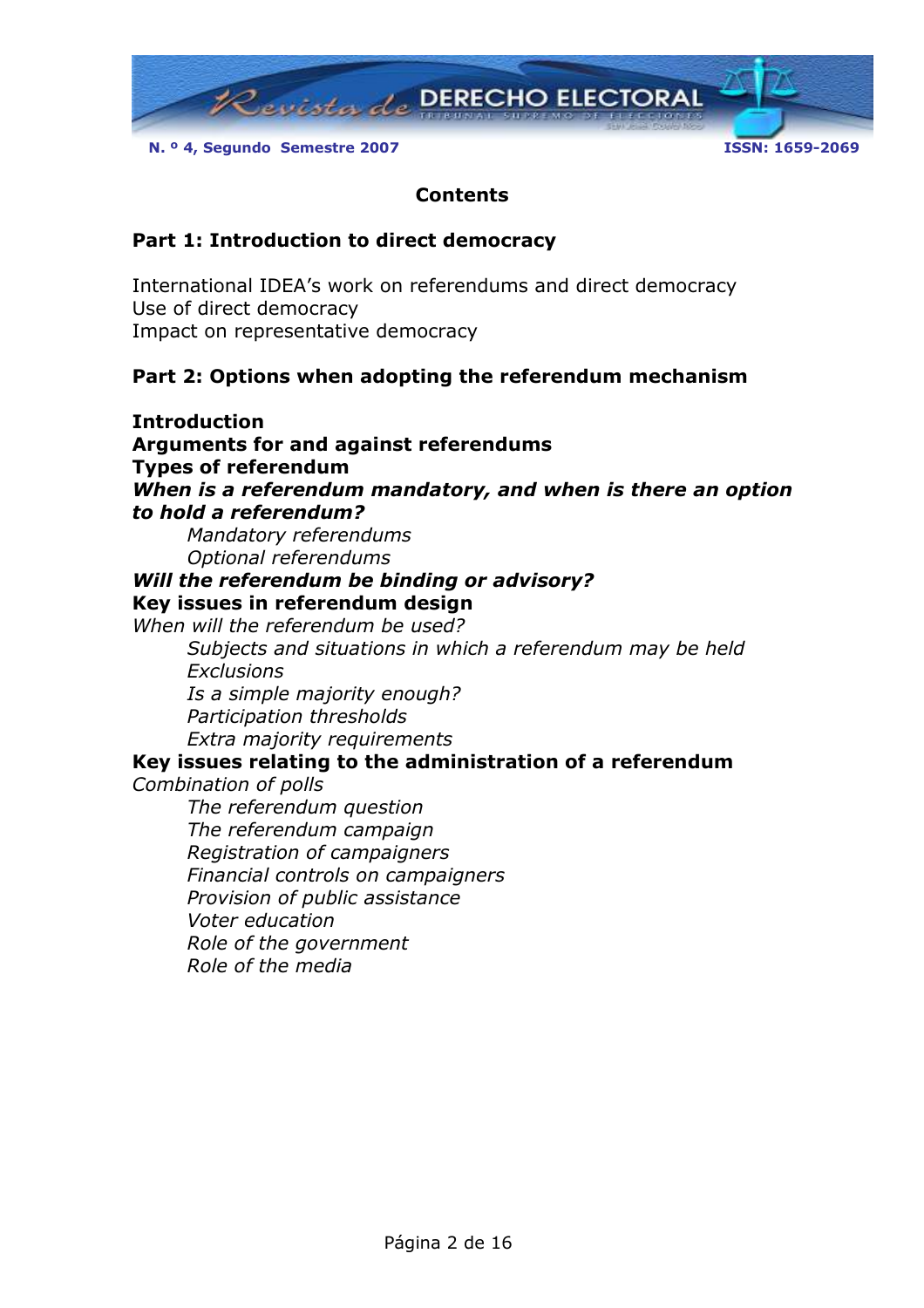## Contents

### Part 1: Introduction to direct democracy

International IDEA's work on referendums and direct democracy
Use of direct democracy
Impact on representative democracy

### Part 2: Options when adopting the referendum mechanism

**Introduction**
**Arguments for and against referendums**
**Types of referendum**
***When is a referendum mandatory, and when is there an option to hold a referendum?***

*Mandatory referendums*
*Optional referendums*

***Will the referendum be binding or advisory?***
**Key issues in referendum design**
*When will the referendum be used?*

*Subjects and situations in which a referendum may be held*
*Exclusions*
*Is a simple majority enough?*
*Participation thresholds*
*Extra majority requirements*

**Key issues relating to the administration of a referendum**
*Combination of polls*

*The referendum question*
*The referendum campaign*
*Registration of campaigners*
*Financial controls on campaigners*
*Provision of public assistance*
*Voter education*
*Role of the government*
*Role of the media*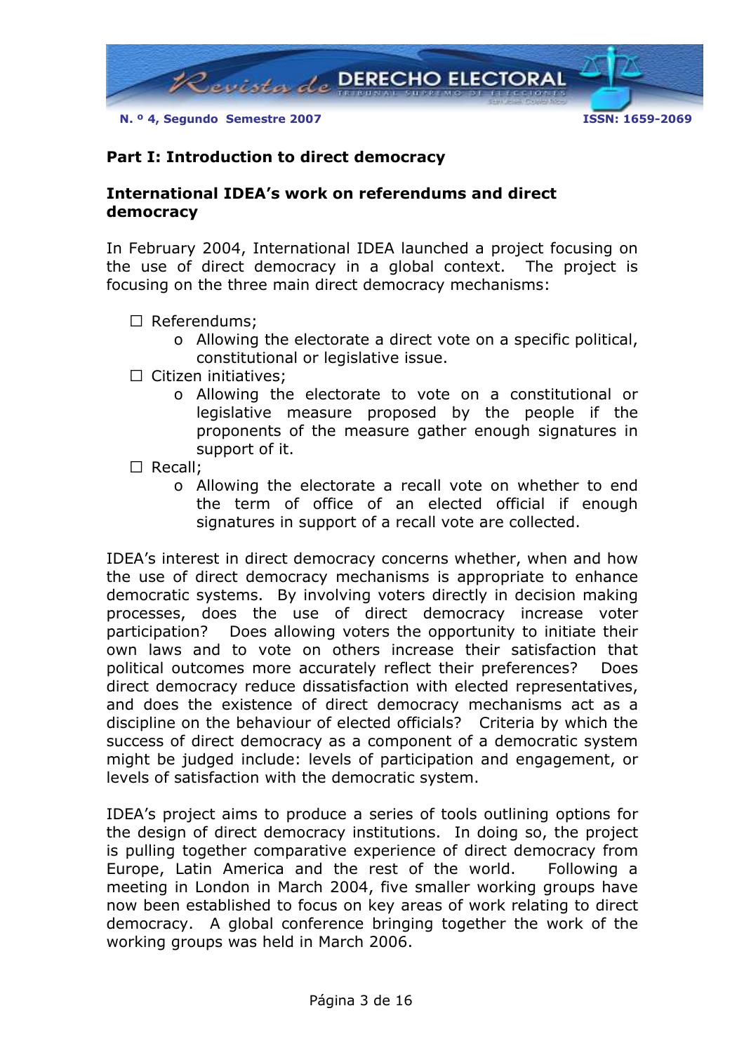## Part I: Introduction to direct democracy

### International IDEA's work on referendums and direct democracy

In February 2004, International IDEA launched a project focusing on the use of direct democracy in a global context. The project is focusing on the three main direct democracy mechanisms:

- Referendums;
  - Allowing the electorate a direct vote on a specific political, constitutional or legislative issue.
- Citizen initiatives;
  - Allowing the electorate to vote on a constitutional or legislative measure proposed by the people if the proponents of the measure gather enough signatures in support of it.
- Recall;
  - Allowing the electorate a recall vote on whether to end the term of office of an elected official if enough signatures in support of a recall vote are collected.

IDEA's interest in direct democracy concerns whether, when and how the use of direct democracy mechanisms is appropriate to enhance democratic systems. By involving voters directly in decision making processes, does the use of direct democracy increase voter participation? Does allowing voters the opportunity to initiate their own laws and to vote on others increase their satisfaction that political outcomes more accurately reflect their preferences? Does direct democracy reduce dissatisfaction with elected representatives, and does the existence of direct democracy mechanisms act as a discipline on the behaviour of elected officials? Criteria by which the success of direct democracy as a component of a democratic system might be judged include: levels of participation and engagement, or levels of satisfaction with the democratic system.

IDEA's project aims to produce a series of tools outlining options for the design of direct democracy institutions. In doing so, the project is pulling together comparative experience of direct democracy from Europe, Latin America and the rest of the world. Following a meeting in London in March 2004, five smaller working groups have now been established to focus on key areas of work relating to direct democracy. A global conference bringing together the work of the working groups was held in March 2006.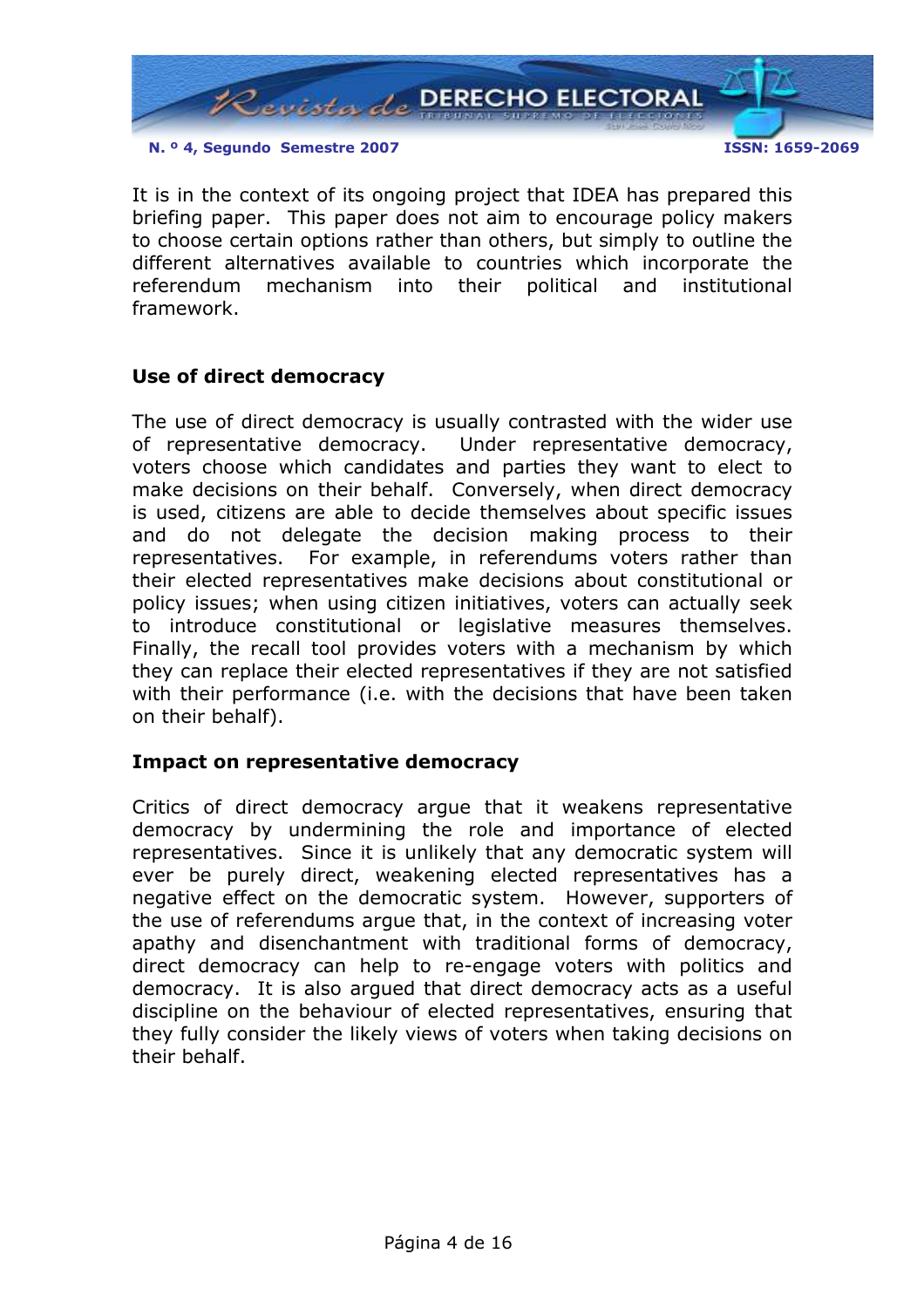It is in the context of its ongoing project that IDEA has prepared this briefing paper. This paper does not aim to encourage policy makers to choose certain options rather than others, but simply to outline the different alternatives available to countries which incorporate the referendum mechanism into their political and institutional framework.

## Use of direct democracy

The use of direct democracy is usually contrasted with the wider use of representative democracy. Under representative democracy, voters choose which candidates and parties they want to elect to make decisions on their behalf. Conversely, when direct democracy is used, citizens are able to decide themselves about specific issues and do not delegate the decision making process to their representatives. For example, in referendums voters rather than their elected representatives make decisions about constitutional or policy issues; when using citizen initiatives, voters can actually seek to introduce constitutional or legislative measures themselves. Finally, the recall tool provides voters with a mechanism by which they can replace their elected representatives if they are not satisfied with their performance (i.e. with the decisions that have been taken on their behalf).

## Impact on representative democracy

Critics of direct democracy argue that it weakens representative democracy by undermining the role and importance of elected representatives. Since it is unlikely that any democratic system will ever be purely direct, weakening elected representatives has a negative effect on the democratic system. However, supporters of the use of referendums argue that, in the context of increasing voter apathy and disenchantment with traditional forms of democracy, direct democracy can help to re-engage voters with politics and democracy. It is also argued that direct democracy acts as a useful discipline on the behaviour of elected representatives, ensuring that they fully consider the likely views of voters when taking decisions on their behalf.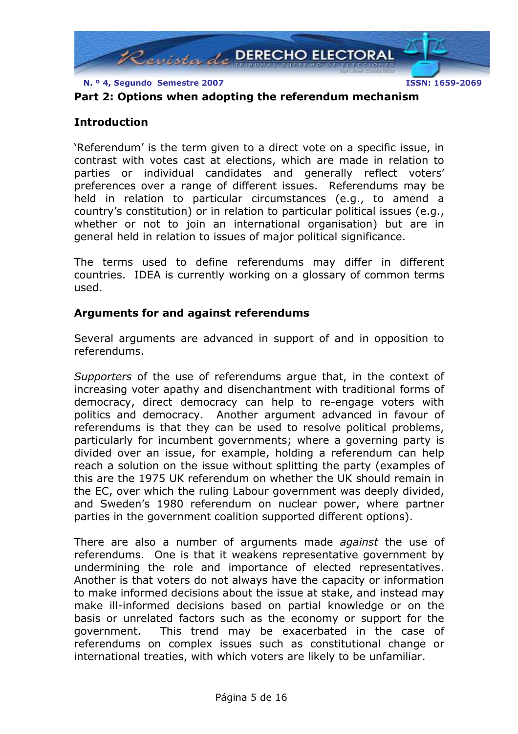## Part 2: Options when adopting the referendum mechanism

### Introduction

'Referendum' is the term given to a direct vote on a specific issue, in contrast with votes cast at elections, which are made in relation to parties or individual candidates and generally reflect voters' preferences over a range of different issues. Referendums may be held in relation to particular circumstances (e.g., to amend a country's constitution) or in relation to particular political issues (e.g., whether or not to join an international organisation) but are in general held in relation to issues of major political significance.

The terms used to define referendums may differ in different countries. IDEA is currently working on a glossary of common terms used.

### Arguments for and against referendums

Several arguments are advanced in support of and in opposition to referendums.

*Supporters* of the use of referendums argue that, in the context of increasing voter apathy and disenchantment with traditional forms of democracy, direct democracy can help to re-engage voters with politics and democracy. Another argument advanced in favour of referendums is that they can be used to resolve political problems, particularly for incumbent governments; where a governing party is divided over an issue, for example, holding a referendum can help reach a solution on the issue without splitting the party (examples of this are the 1975 UK referendum on whether the UK should remain in the EC, over which the ruling Labour government was deeply divided, and Sweden's 1980 referendum on nuclear power, where partner parties in the government coalition supported different options).

There are also a number of arguments made *against* the use of referendums. One is that it weakens representative government by undermining the role and importance of elected representatives. Another is that voters do not always have the capacity or information to make informed decisions about the issue at stake, and instead may make ill-informed decisions based on partial knowledge or on the basis or unrelated factors such as the economy or support for the government. This trend may be exacerbated in the case of referendums on complex issues such as constitutional change or international treaties, with which voters are likely to be unfamiliar.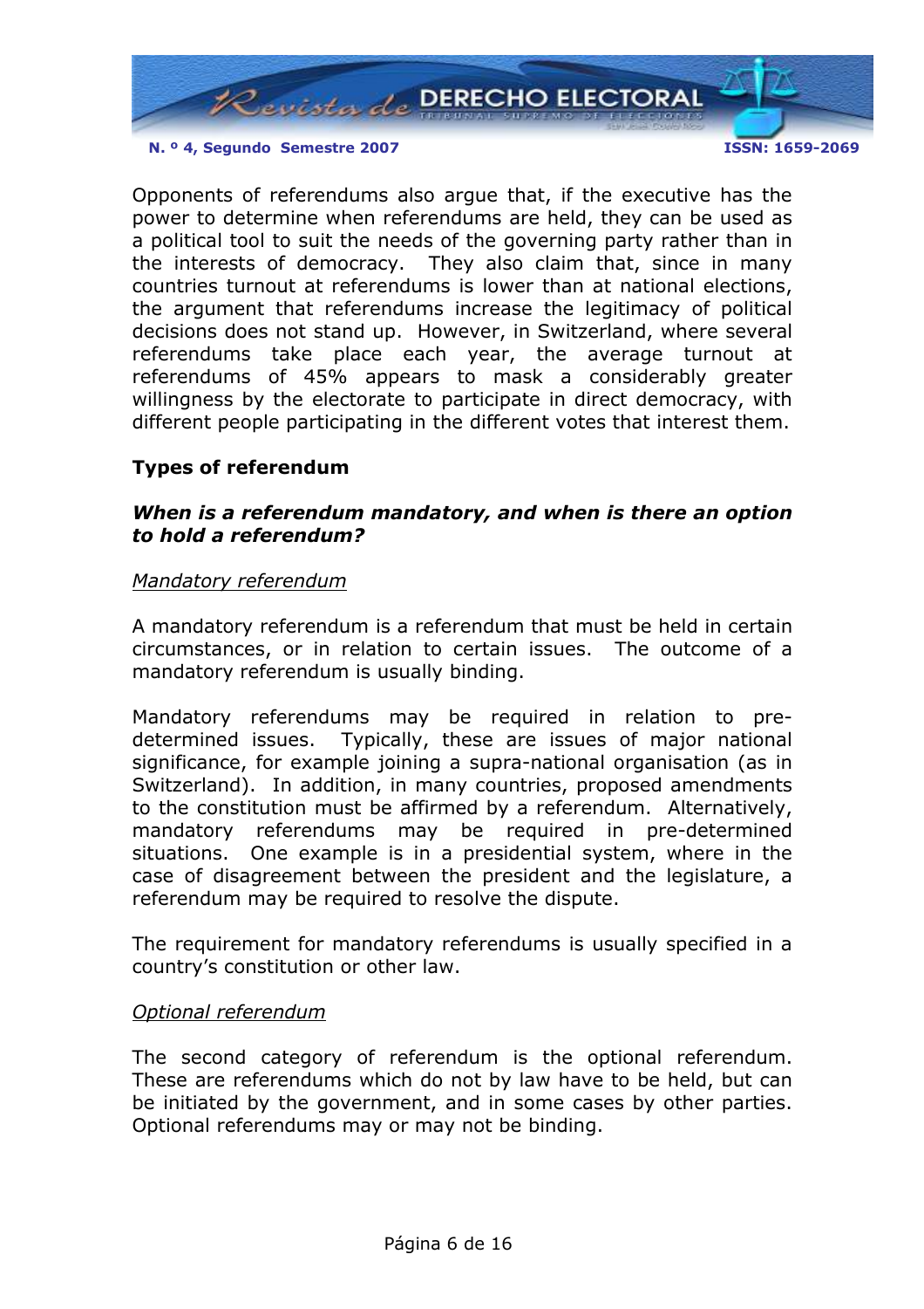Opponents of referendums also argue that, if the executive has the power to determine when referendums are held, they can be used as a political tool to suit the needs of the governing party rather than in the interests of democracy. They also claim that, since in many countries turnout at referendums is lower than at national elections, the argument that referendums increase the legitimacy of political decisions does not stand up. However, in Switzerland, where several referendums take place each year, the average turnout at referendums of 45% appears to mask a considerably greater willingness by the electorate to participate in direct democracy, with different people participating in the different votes that interest them.

### Types of referendum

#### *When is a referendum mandatory, and when is there an option to hold a referendum?*

*Mandatory referendum*

A mandatory referendum is a referendum that must be held in certain circumstances, or in relation to certain issues. The outcome of a mandatory referendum is usually binding.

Mandatory referendums may be required in relation to pre-determined issues. Typically, these are issues of major national significance, for example joining a supra-national organisation (as in Switzerland). In addition, in many countries, proposed amendments to the constitution must be affirmed by a referendum. Alternatively, mandatory referendums may be required in pre-determined situations. One example is in a presidential system, where in the case of disagreement between the president and the legislature, a referendum may be required to resolve the dispute.

The requirement for mandatory referendums is usually specified in a country's constitution or other law.

*Optional referendum*

The second category of referendum is the optional referendum. These are referendums which do not by law have to be held, but can be initiated by the government, and in some cases by other parties. Optional referendums may or may not be binding.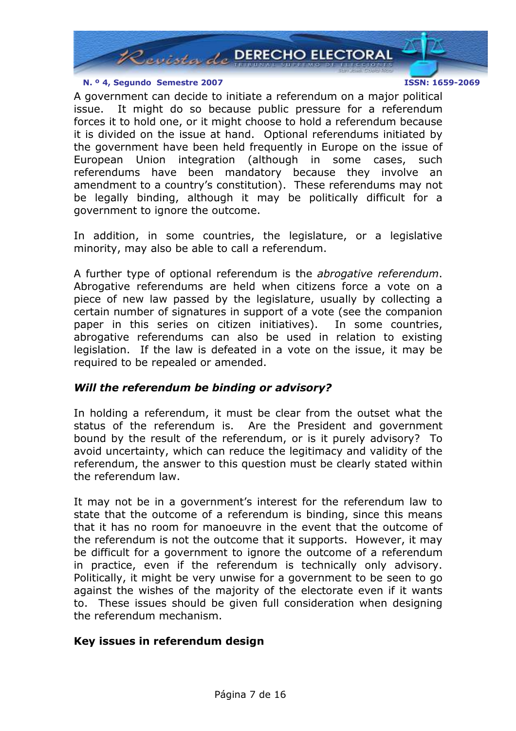A government can decide to initiate a referendum on a major political issue. It might do so because public pressure for a referendum forces it to hold one, or it might choose to hold a referendum because it is divided on the issue at hand. Optional referendums initiated by the government have been held frequently in Europe on the issue of European Union integration (although in some cases, such referendums have been mandatory because they involve an amendment to a country's constitution). These referendums may not be legally binding, although it may be politically difficult for a government to ignore the outcome.

In addition, in some countries, the legislature, or a legislative minority, may also be able to call a referendum.

A further type of optional referendum is the *abrogative referendum*. Abrogative referendums are held when citizens force a vote on a piece of new law passed by the legislature, usually by collecting a certain number of signatures in support of a vote (see the companion paper in this series on citizen initiatives). In some countries, abrogative referendums can also be used in relation to existing legislation. If the law is defeated in a vote on the issue, it may be required to be repealed or amended.

### *Will the referendum be binding or advisory?*

In holding a referendum, it must be clear from the outset what the status of the referendum is. Are the President and government bound by the result of the referendum, or is it purely advisory? To avoid uncertainty, which can reduce the legitimacy and validity of the referendum, the answer to this question must be clearly stated within the referendum law.

It may not be in a government's interest for the referendum law to state that the outcome of a referendum is binding, since this means that it has no room for manoeuvre in the event that the outcome of the referendum is not the outcome that it supports. However, it may be difficult for a government to ignore the outcome of a referendum in practice, even if the referendum is technically only advisory. Politically, it might be very unwise for a government to be seen to go against the wishes of the majority of the electorate even if it wants to. These issues should be given full consideration when designing the referendum mechanism.

## Key issues in referendum design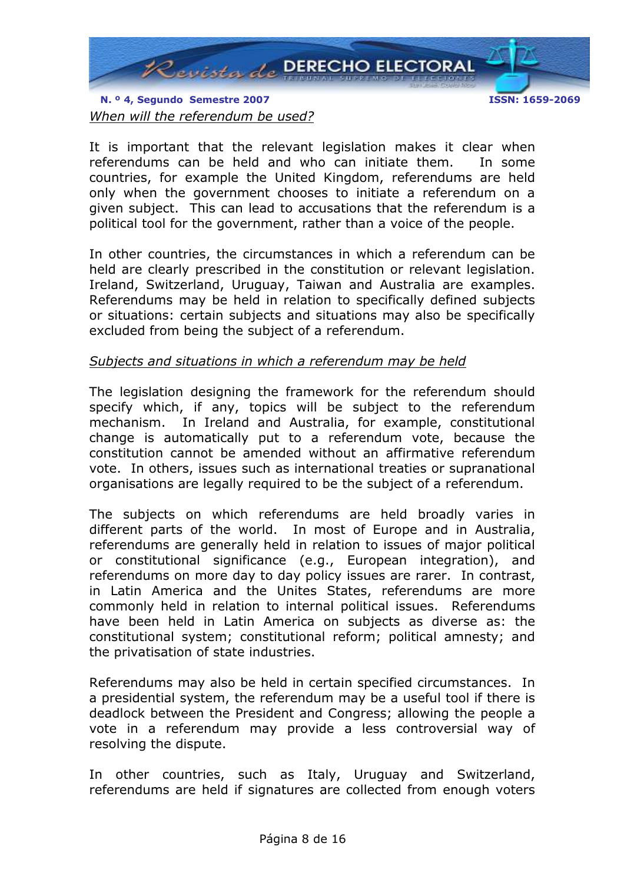*When will the referendum be used?*

It is important that the relevant legislation makes it clear when referendums can be held and who can initiate them. In some countries, for example the United Kingdom, referendums are held only when the government chooses to initiate a referendum on a given subject. This can lead to accusations that the referendum is a political tool for the government, rather than a voice of the people.

In other countries, the circumstances in which a referendum can be held are clearly prescribed in the constitution or relevant legislation. Ireland, Switzerland, Uruguay, Taiwan and Australia are examples. Referendums may be held in relation to specifically defined subjects or situations: certain subjects and situations may also be specifically excluded from being the subject of a referendum.

*Subjects and situations in which a referendum may be held*

The legislation designing the framework for the referendum should specify which, if any, topics will be subject to the referendum mechanism. In Ireland and Australia, for example, constitutional change is automatically put to a referendum vote, because the constitution cannot be amended without an affirmative referendum vote. In others, issues such as international treaties or supranational organisations are legally required to be the subject of a referendum.

The subjects on which referendums are held broadly varies in different parts of the world. In most of Europe and in Australia, referendums are generally held in relation to issues of major political or constitutional significance (e.g., European integration), and referendums on more day to day policy issues are rarer. In contrast, in Latin America and the Unites States, referendums are more commonly held in relation to internal political issues. Referendums have been held in Latin America on subjects as diverse as: the constitutional system; constitutional reform; political amnesty; and the privatisation of state industries.

Referendums may also be held in certain specified circumstances. In a presidential system, the referendum may be a useful tool if there is deadlock between the President and Congress; allowing the people a vote in a referendum may provide a less controversial way of resolving the dispute.

In other countries, such as Italy, Uruguay and Switzerland, referendums are held if signatures are collected from enough voters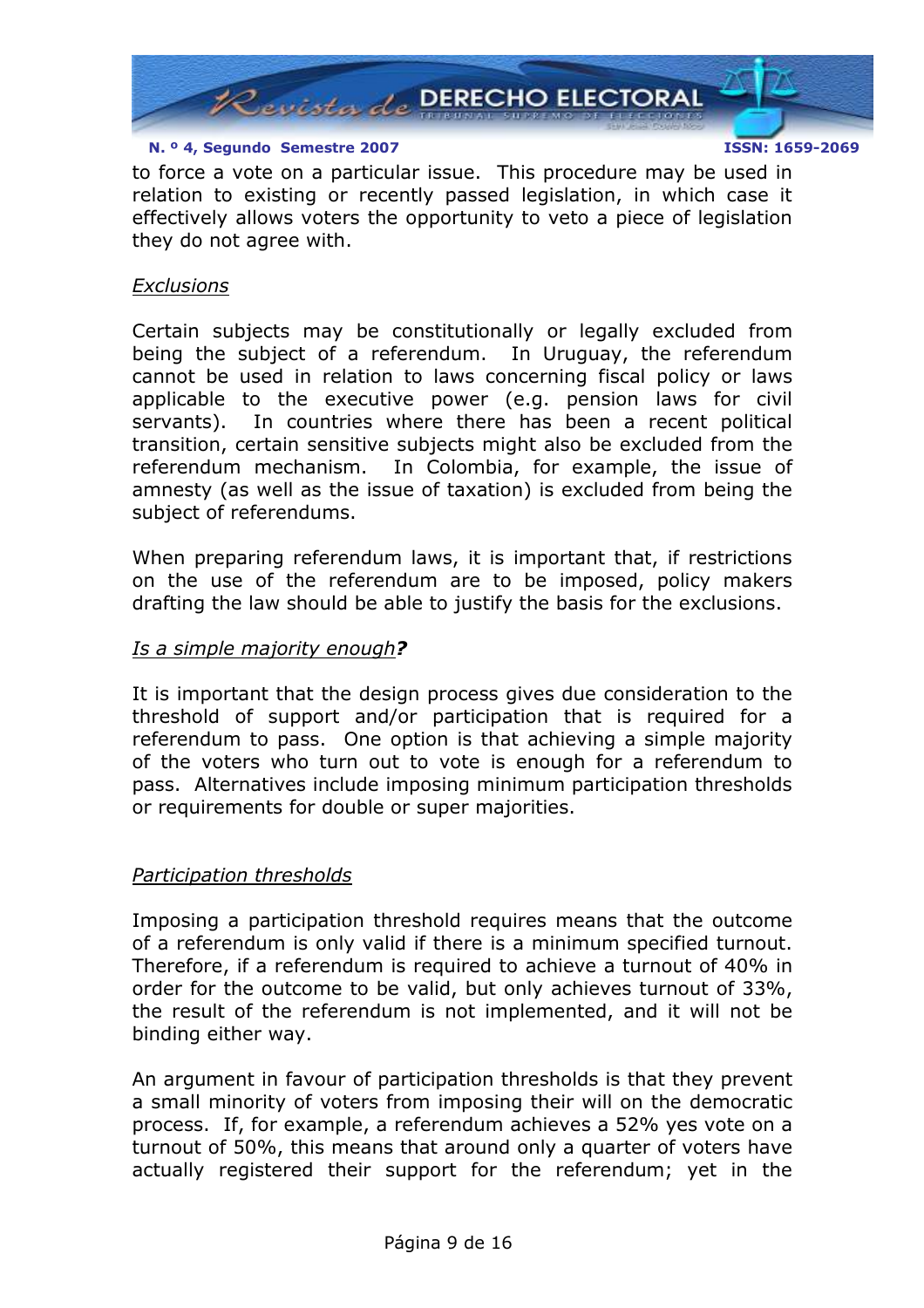to force a vote on a particular issue. This procedure may be used in relation to existing or recently passed legislation, in which case it effectively allows voters the opportunity to veto a piece of legislation they do not agree with.

*Exclusions*

Certain subjects may be constitutionally or legally excluded from being the subject of a referendum. In Uruguay, the referendum cannot be used in relation to laws concerning fiscal policy or laws applicable to the executive power (e.g. pension laws for civil servants). In countries where there has been a recent political transition, certain sensitive subjects might also be excluded from the referendum mechanism. In Colombia, for example, the issue of amnesty (as well as the issue of taxation) is excluded from being the subject of referendums.

When preparing referendum laws, it is important that, if restrictions on the use of the referendum are to be imposed, policy makers drafting the law should be able to justify the basis for the exclusions.

*Is a simple majority enough**?***

It is important that the design process gives due consideration to the threshold of support and/or participation that is required for a referendum to pass. One option is that achieving a simple majority of the voters who turn out to vote is enough for a referendum to pass. Alternatives include imposing minimum participation thresholds or requirements for double or super majorities.

*Participation thresholds*

Imposing a participation threshold requires means that the outcome of a referendum is only valid if there is a minimum specified turnout. Therefore, if a referendum is required to achieve a turnout of 40% in order for the outcome to be valid, but only achieves turnout of 33%, the result of the referendum is not implemented, and it will not be binding either way.

An argument in favour of participation thresholds is that they prevent a small minority of voters from imposing their will on the democratic process. If, for example, a referendum achieves a 52% yes vote on a turnout of 50%, this means that around only a quarter of voters have actually registered their support for the referendum; yet in the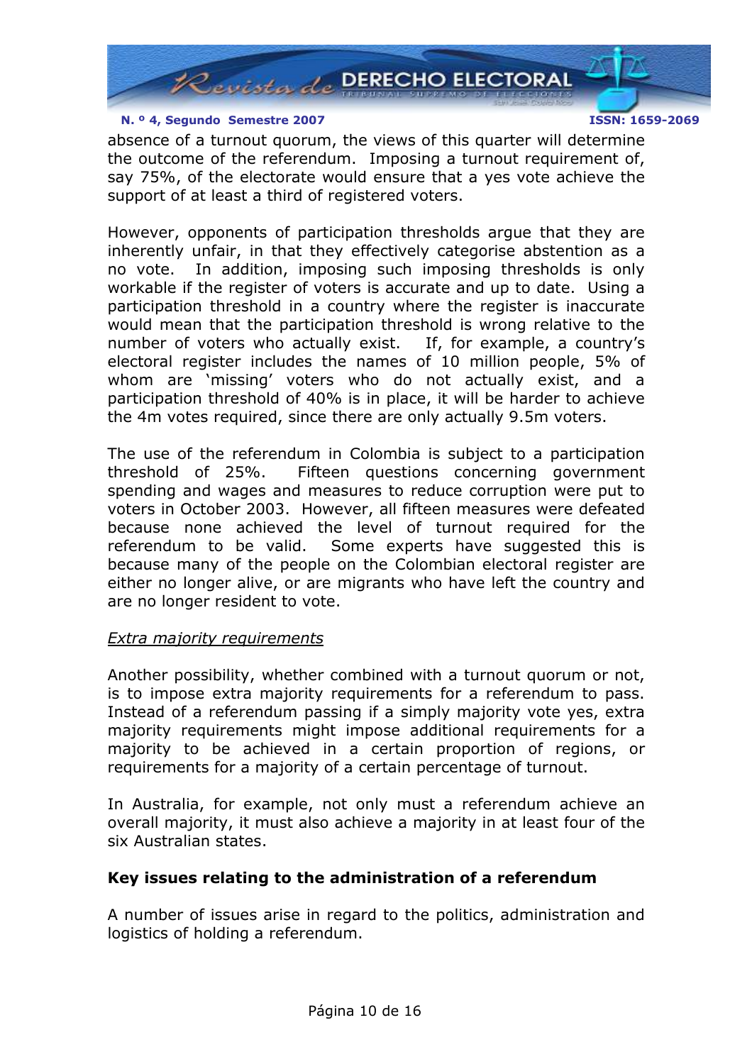absence of a turnout quorum, the views of this quarter will determine the outcome of the referendum. Imposing a turnout requirement of, say 75%, of the electorate would ensure that a yes vote achieve the support of at least a third of registered voters.

However, opponents of participation thresholds argue that they are inherently unfair, in that they effectively categorise abstention as a no vote. In addition, imposing such imposing thresholds is only workable if the register of voters is accurate and up to date. Using a participation threshold in a country where the register is inaccurate would mean that the participation threshold is wrong relative to the number of voters who actually exist. If, for example, a country's electoral register includes the names of 10 million people, 5% of whom are 'missing' voters who do not actually exist, and a participation threshold of 40% is in place, it will be harder to achieve the 4m votes required, since there are only actually 9.5m voters.

The use of the referendum in Colombia is subject to a participation threshold of 25%. Fifteen questions concerning government spending and wages and measures to reduce corruption were put to voters in October 2003. However, all fifteen measures were defeated because none achieved the level of turnout required for the referendum to be valid. Some experts have suggested this is because many of the people on the Colombian electoral register are either no longer alive, or are migrants who have left the country and are no longer resident to vote.

*Extra majority requirements*

Another possibility, whether combined with a turnout quorum or not, is to impose extra majority requirements for a referendum to pass. Instead of a referendum passing if a simply majority vote yes, extra majority requirements might impose additional requirements for a majority to be achieved in a certain proportion of regions, or requirements for a majority of a certain percentage of turnout.

In Australia, for example, not only must a referendum achieve an overall majority, it must also achieve a majority in at least four of the six Australian states.

**Key issues relating to the administration of a referendum**

A number of issues arise in regard to the politics, administration and logistics of holding a referendum.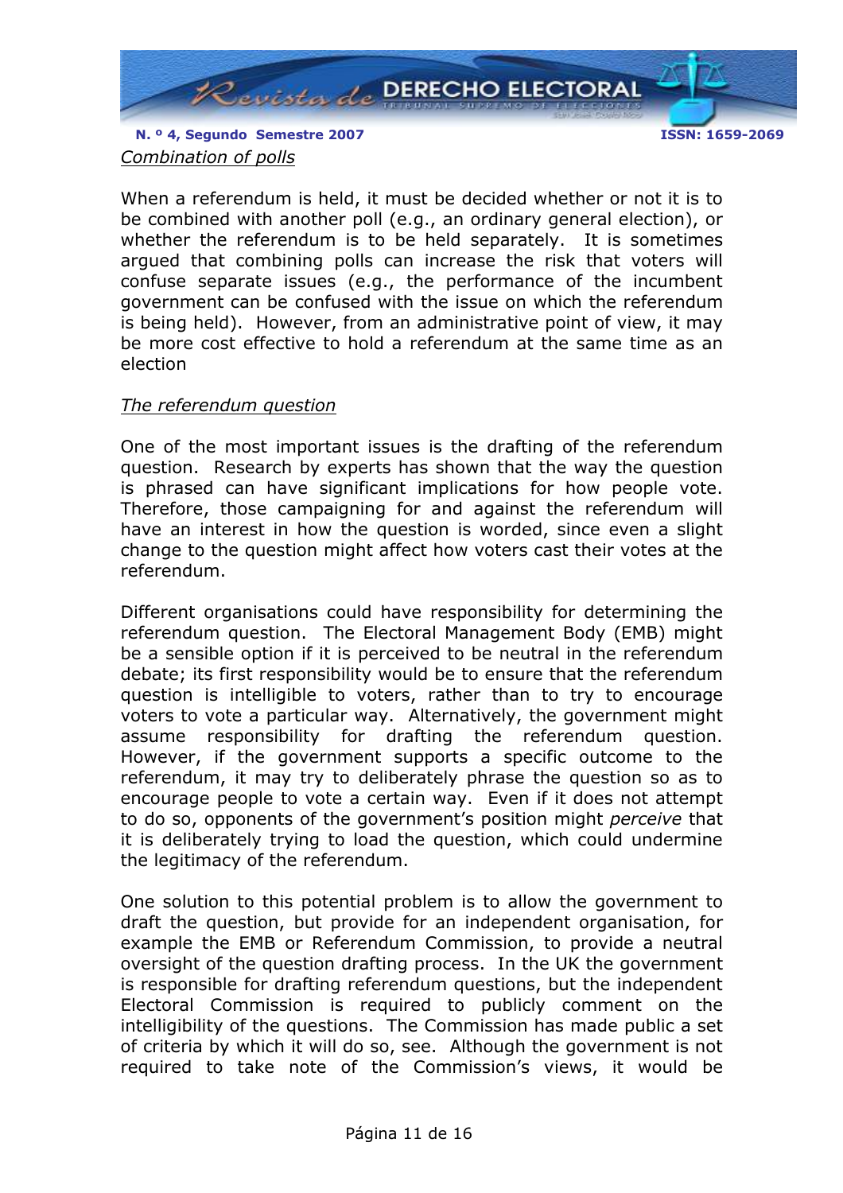*Combination of polls*

When a referendum is held, it must be decided whether or not it is to be combined with another poll (e.g., an ordinary general election), or whether the referendum is to be held separately. It is sometimes argued that combining polls can increase the risk that voters will confuse separate issues (e.g., the performance of the incumbent government can be confused with the issue on which the referendum is being held). However, from an administrative point of view, it may be more cost effective to hold a referendum at the same time as an election

*The referendum question*

One of the most important issues is the drafting of the referendum question. Research by experts has shown that the way the question is phrased can have significant implications for how people vote. Therefore, those campaigning for and against the referendum will have an interest in how the question is worded, since even a slight change to the question might affect how voters cast their votes at the referendum.

Different organisations could have responsibility for determining the referendum question. The Electoral Management Body (EMB) might be a sensible option if it is perceived to be neutral in the referendum debate; its first responsibility would be to ensure that the referendum question is intelligible to voters, rather than to try to encourage voters to vote a particular way. Alternatively, the government might assume responsibility for drafting the referendum question. However, if the government supports a specific outcome to the referendum, it may try to deliberately phrase the question so as to encourage people to vote a certain way. Even if it does not attempt to do so, opponents of the government's position might *perceive* that it is deliberately trying to load the question, which could undermine the legitimacy of the referendum.

One solution to this potential problem is to allow the government to draft the question, but provide for an independent organisation, for example the EMB or Referendum Commission, to provide a neutral oversight of the question drafting process. In the UK the government is responsible for drafting referendum questions, but the independent Electoral Commission is required to publicly comment on the intelligibility of the questions. The Commission has made public a set of criteria by which it will do so, see. Although the government is not required to take note of the Commission's views, it would be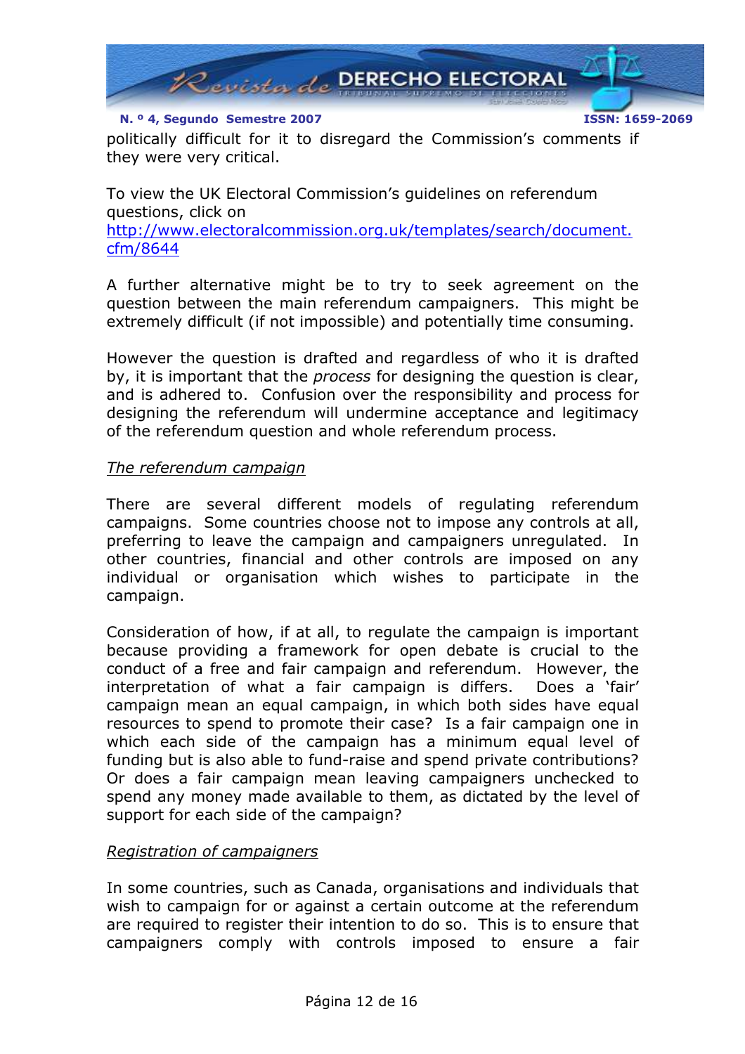politically difficult for it to disregard the Commission's comments if they were very critical.

To view the UK Electoral Commission's guidelines on referendum questions, click on
http://www.electoralcommission.org.uk/templates/search/document.cfm/8644

A further alternative might be to try to seek agreement on the question between the main referendum campaigners. This might be extremely difficult (if not impossible) and potentially time consuming.

However the question is drafted and regardless of who it is drafted by, it is important that the *process* for designing the question is clear, and is adhered to. Confusion over the responsibility and process for designing the referendum will undermine acceptance and legitimacy of the referendum question and whole referendum process.

*The referendum campaign*

There are several different models of regulating referendum campaigns. Some countries choose not to impose any controls at all, preferring to leave the campaign and campaigners unregulated. In other countries, financial and other controls are imposed on any individual or organisation which wishes to participate in the campaign.

Consideration of how, if at all, to regulate the campaign is important because providing a framework for open debate is crucial to the conduct of a free and fair campaign and referendum. However, the interpretation of what a fair campaign is differs. Does a 'fair' campaign mean an equal campaign, in which both sides have equal resources to spend to promote their case? Is a fair campaign one in which each side of the campaign has a minimum equal level of funding but is also able to fund-raise and spend private contributions? Or does a fair campaign mean leaving campaigners unchecked to spend any money made available to them, as dictated by the level of support for each side of the campaign?

*Registration of campaigners*

In some countries, such as Canada, organisations and individuals that wish to campaign for or against a certain outcome at the referendum are required to register their intention to do so. This is to ensure that campaigners comply with controls imposed to ensure a fair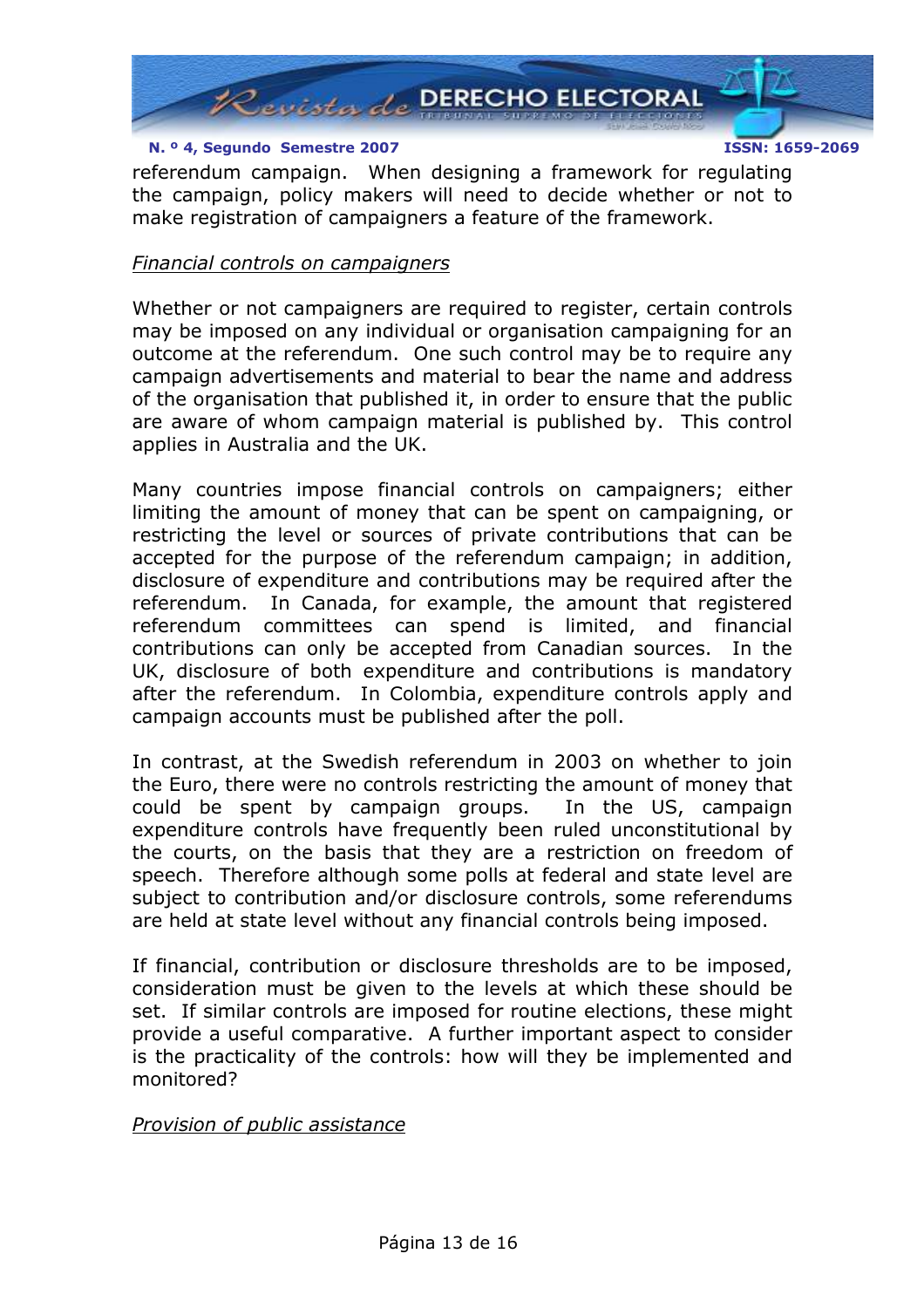referendum campaign. When designing a framework for regulating the campaign, policy makers will need to decide whether or not to make registration of campaigners a feature of the framework.

*Financial controls on campaigners*

Whether or not campaigners are required to register, certain controls may be imposed on any individual or organisation campaigning for an outcome at the referendum. One such control may be to require any campaign advertisements and material to bear the name and address of the organisation that published it, in order to ensure that the public are aware of whom campaign material is published by. This control applies in Australia and the UK.

Many countries impose financial controls on campaigners; either limiting the amount of money that can be spent on campaigning, or restricting the level or sources of private contributions that can be accepted for the purpose of the referendum campaign; in addition, disclosure of expenditure and contributions may be required after the referendum. In Canada, for example, the amount that registered referendum committees can spend is limited, and financial contributions can only be accepted from Canadian sources. In the UK, disclosure of both expenditure and contributions is mandatory after the referendum. In Colombia, expenditure controls apply and campaign accounts must be published after the poll.

In contrast, at the Swedish referendum in 2003 on whether to join the Euro, there were no controls restricting the amount of money that could be spent by campaign groups. In the US, campaign expenditure controls have frequently been ruled unconstitutional by the courts, on the basis that they are a restriction on freedom of speech. Therefore although some polls at federal and state level are subject to contribution and/or disclosure controls, some referendums are held at state level without any financial controls being imposed.

If financial, contribution or disclosure thresholds are to be imposed, consideration must be given to the levels at which these should be set. If similar controls are imposed for routine elections, these might provide a useful comparative. A further important aspect to consider is the practicality of the controls: how will they be implemented and monitored?

*Provision of public assistance*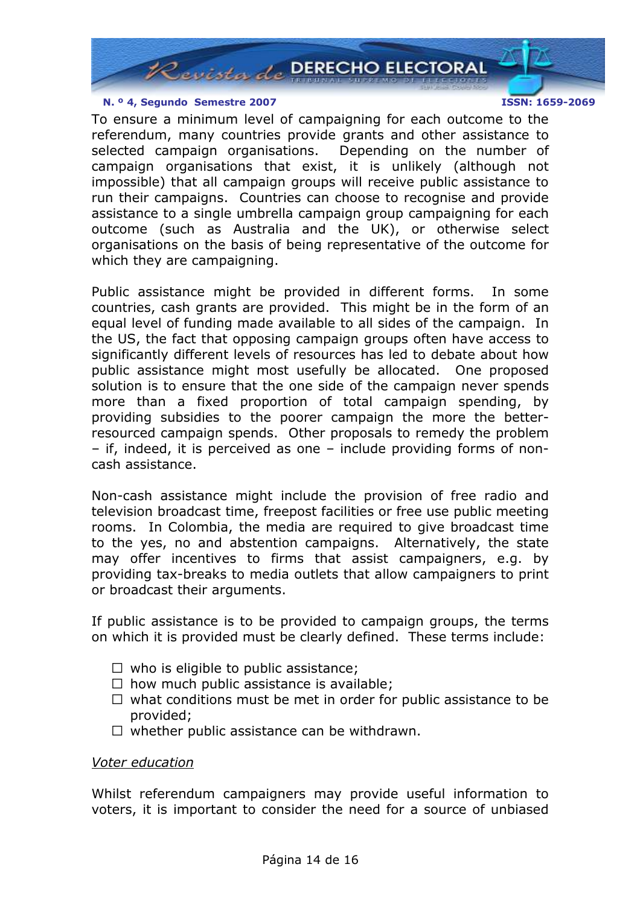To ensure a minimum level of campaigning for each outcome to the referendum, many countries provide grants and other assistance to selected campaign organisations. Depending on the number of campaign organisations that exist, it is unlikely (although not impossible) that all campaign groups will receive public assistance to run their campaigns. Countries can choose to recognise and provide assistance to a single umbrella campaign group campaigning for each outcome (such as Australia and the UK), or otherwise select organisations on the basis of being representative of the outcome for which they are campaigning.

Public assistance might be provided in different forms. In some countries, cash grants are provided. This might be in the form of an equal level of funding made available to all sides of the campaign. In the US, the fact that opposing campaign groups often have access to significantly different levels of resources has led to debate about how public assistance might most usefully be allocated. One proposed solution is to ensure that the one side of the campaign never spends more than a fixed proportion of total campaign spending, by providing subsidies to the poorer campaign the more the better-resourced campaign spends. Other proposals to remedy the problem – if, indeed, it is perceived as one – include providing forms of non-cash assistance.

Non-cash assistance might include the provision of free radio and television broadcast time, freepost facilities or free use public meeting rooms. In Colombia, the media are required to give broadcast time to the yes, no and abstention campaigns. Alternatively, the state may offer incentives to firms that assist campaigners, e.g. by providing tax-breaks to media outlets that allow campaigners to print or broadcast their arguments.

If public assistance is to be provided to campaign groups, the terms on which it is provided must be clearly defined. These terms include:

- who is eligible to public assistance;
- how much public assistance is available;
- what conditions must be met in order for public assistance to be provided;
- whether public assistance can be withdrawn.

<u>Voter education</u>

Whilst referendum campaigners may provide useful information to voters, it is important to consider the need for a source of unbiased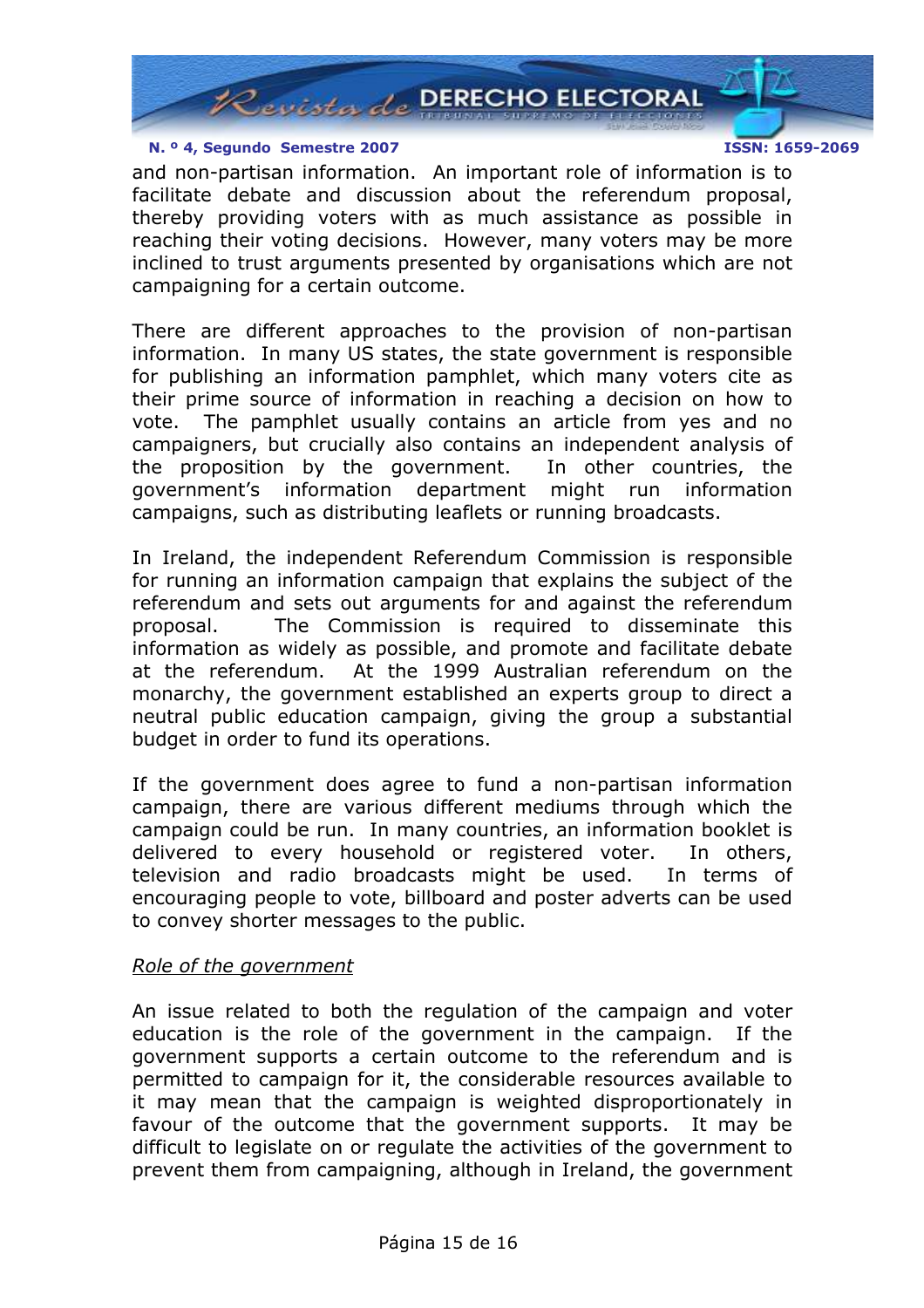and non-partisan information. An important role of information is to facilitate debate and discussion about the referendum proposal, thereby providing voters with as much assistance as possible in reaching their voting decisions. However, many voters may be more inclined to trust arguments presented by organisations which are not campaigning for a certain outcome.

There are different approaches to the provision of non-partisan information. In many US states, the state government is responsible for publishing an information pamphlet, which many voters cite as their prime source of information in reaching a decision on how to vote. The pamphlet usually contains an article from yes and no campaigners, but crucially also contains an independent analysis of the proposition by the government. In other countries, the government's information department might run information campaigns, such as distributing leaflets or running broadcasts.

In Ireland, the independent Referendum Commission is responsible for running an information campaign that explains the subject of the referendum and sets out arguments for and against the referendum proposal. The Commission is required to disseminate this information as widely as possible, and promote and facilitate debate at the referendum. At the 1999 Australian referendum on the monarchy, the government established an experts group to direct a neutral public education campaign, giving the group a substantial budget in order to fund its operations.

If the government does agree to fund a non-partisan information campaign, there are various different mediums through which the campaign could be run. In many countries, an information booklet is delivered to every household or registered voter. In others, television and radio broadcasts might be used. In terms of encouraging people to vote, billboard and poster adverts can be used to convey shorter messages to the public.

*Role of the government*

An issue related to both the regulation of the campaign and voter education is the role of the government in the campaign. If the government supports a certain outcome to the referendum and is permitted to campaign for it, the considerable resources available to it may mean that the campaign is weighted disproportionately in favour of the outcome that the government supports. It may be difficult to legislate on or regulate the activities of the government to prevent them from campaigning, although in Ireland, the government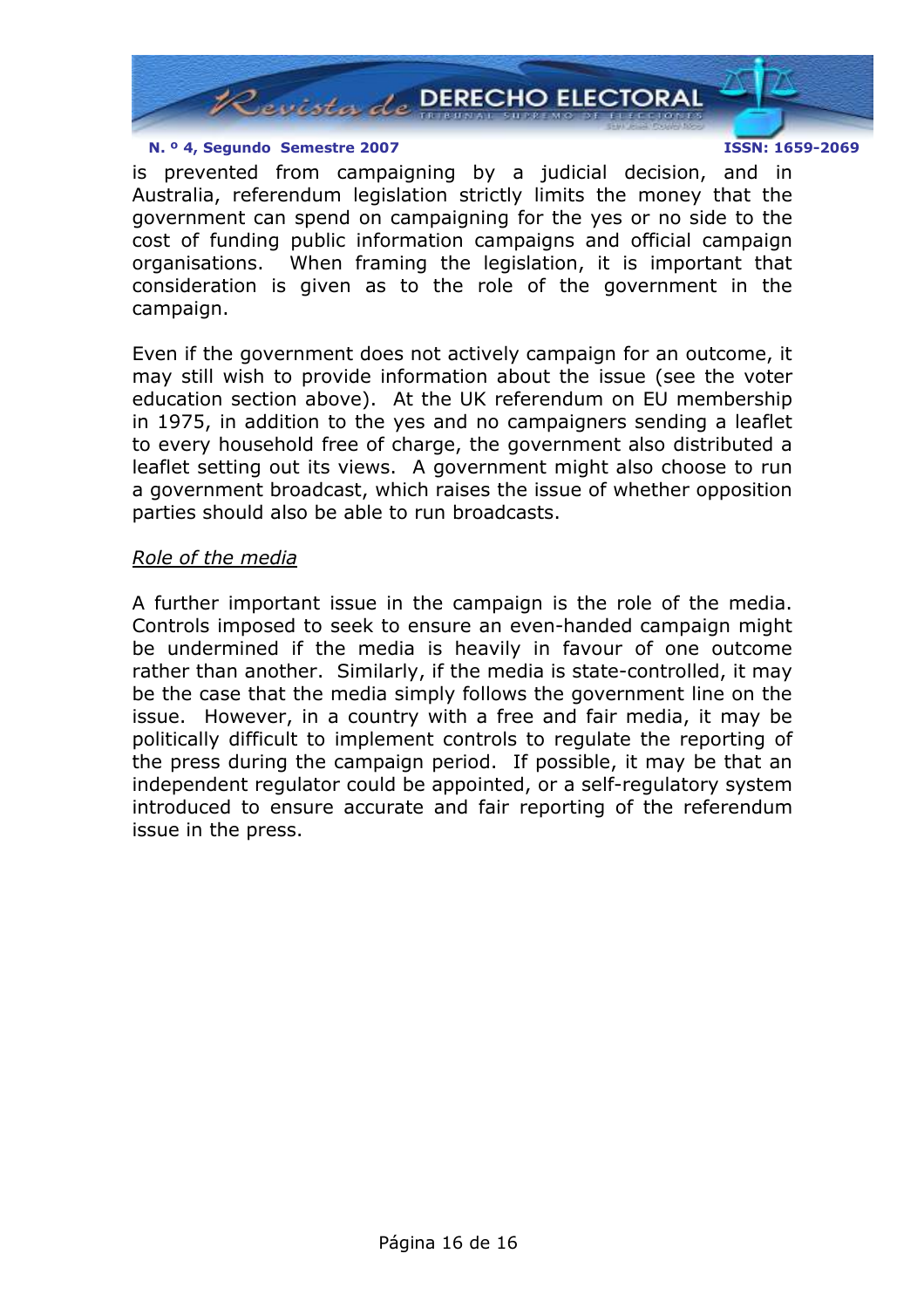is prevented from campaigning by a judicial decision, and in Australia, referendum legislation strictly limits the money that the government can spend on campaigning for the yes or no side to the cost of funding public information campaigns and official campaign organisations. When framing the legislation, it is important that consideration is given as to the role of the government in the campaign.

Even if the government does not actively campaign for an outcome, it may still wish to provide information about the issue (see the voter education section above). At the UK referendum on EU membership in 1975, in addition to the yes and no campaigners sending a leaflet to every household free of charge, the government also distributed a leaflet setting out its views. A government might also choose to run a government broadcast, which raises the issue of whether opposition parties should also be able to run broadcasts.

*Role of the media*

A further important issue in the campaign is the role of the media. Controls imposed to seek to ensure an even-handed campaign might be undermined if the media is heavily in favour of one outcome rather than another. Similarly, if the media is state-controlled, it may be the case that the media simply follows the government line on the issue. However, in a country with a free and fair media, it may be politically difficult to implement controls to regulate the reporting of the press during the campaign period. If possible, it may be that an independent regulator could be appointed, or a self-regulatory system introduced to ensure accurate and fair reporting of the referendum issue in the press.